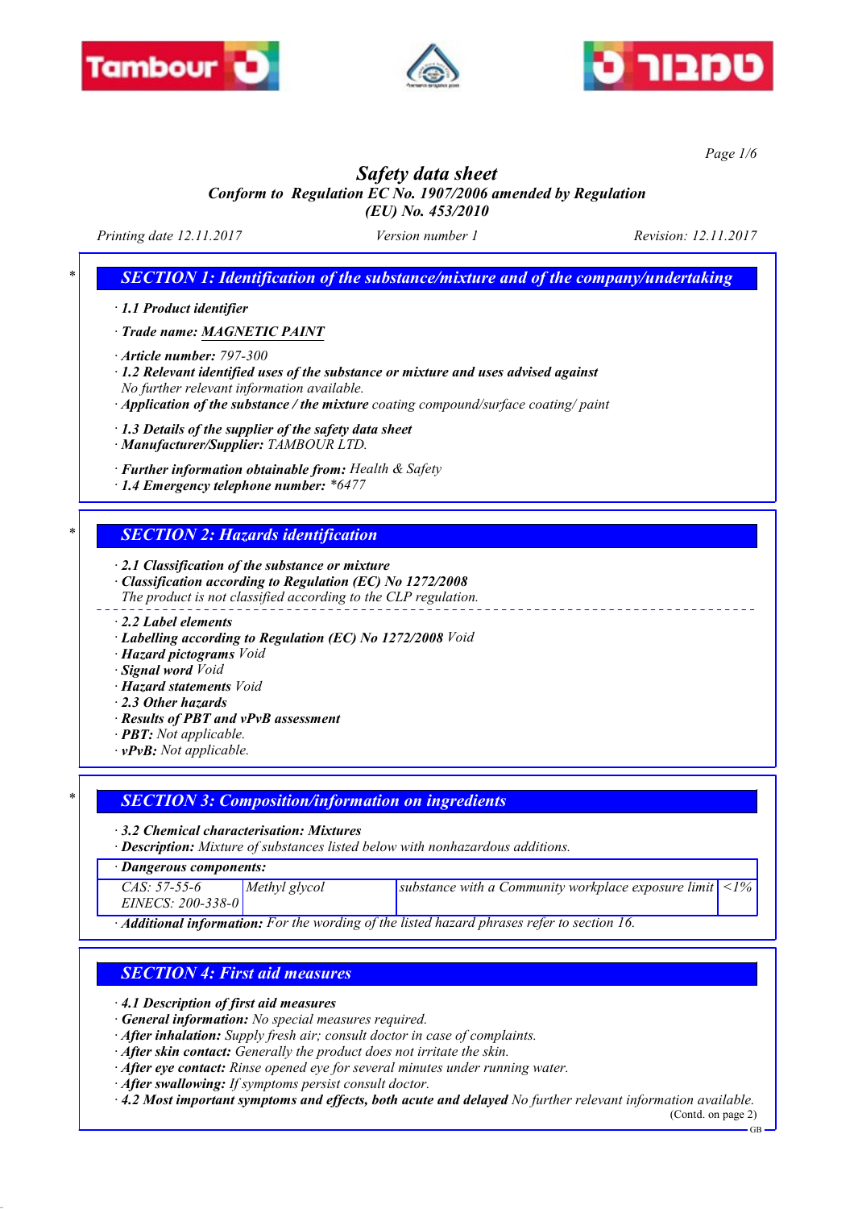# Safety data sheet

*Conform to Regulation EC No. 1907/2006 amended by Regulation (EU) No. 453/2010*

Printing date 12.11.2017 Version number 1 Revision: 12.11.2017

## * SECTION 1: Identification of the substance/mixture and of the company/undertaking

· **1.1 Product identifier**

· **Trade name: MAGNETIC PAINT**

· **Article number:** 797-300
· **1.2 Relevant identified uses of the substance or mixture and uses advised against**
No further relevant information available.
· **Application of the substance / the mixture** coating compound/surface coating/ paint

· **1.3 Details of the supplier of the safety data sheet**
· **Manufacturer/Supplier:** TAMBOUR LTD.

· **Further information obtainable from:** Health & Safety
· **1.4 Emergency telephone number:** *6477

## * SECTION 2: Hazards identification

· **2.1 Classification of the substance or mixture**
· **Classification according to Regulation (EC) No 1272/2008**
The product is not classified according to the CLP regulation.

· **2.2 Label elements**
· **Labelling according to Regulation (EC) No 1272/2008** Void
· **Hazard pictograms** Void
· **Signal word** Void
· **Hazard statements** Void
· **2.3 Other hazards**
· **Results of PBT and vPvB assessment**
· **PBT:** Not applicable.
· **vPvB:** Not applicable.

## * SECTION 3: Composition/information on ingredients

· **3.2 Chemical characterisation: Mixtures**
· **Description:** Mixture of substances listed below with nonhazardous additions.

| · Dangerous components: | | | |
|---|---|---|---|
| CAS: 57-55-6<br>EINECS: 200-338-0 | Methyl glycol | substance with a Community workplace exposure limit | <1% |

· **Additional information:** For the wording of the listed hazard phrases refer to section 16.

## SECTION 4: First aid measures

· **4.1 Description of first aid measures**
· **General information:** No special measures required.
· **After inhalation:** Supply fresh air; consult doctor in case of complaints.
· **After skin contact:** Generally the product does not irritate the skin.
· **After eye contact:** Rinse opened eye for several minutes under running water.
· **After swallowing:** If symptoms persist consult doctor.
· **4.2 Most important symptoms and effects, both acute and delayed** No further relevant information available.

(Contd. on page 2)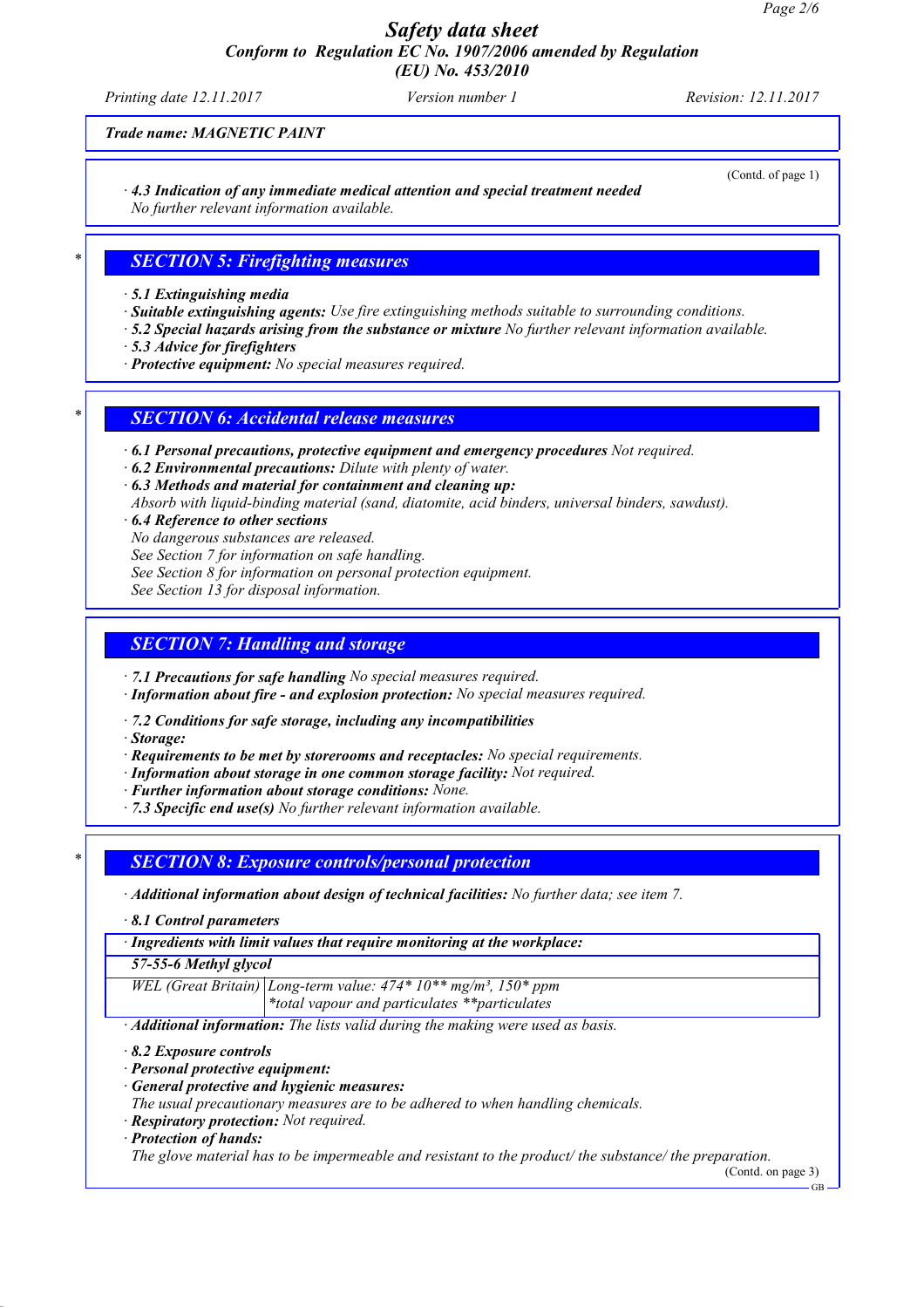Trade name: MAGNETIC PAINT

(Contd. of page 1)

· **4.3 Indication of any immediate medical attention and special treatment needed**
No further relevant information available.

## SECTION 5: Firefighting measures

· **5.1 Extinguishing media**
· **Suitable extinguishing agents:** Use fire extinguishing methods suitable to surrounding conditions.
· **5.2 Special hazards arising from the substance or mixture** No further relevant information available.
· **5.3 Advice for firefighters**
· **Protective equipment:** No special measures required.

## SECTION 6: Accidental release measures

· **6.1 Personal precautions, protective equipment and emergency procedures** Not required.
· **6.2 Environmental precautions:** Dilute with plenty of water.
· **6.3 Methods and material for containment and cleaning up:**
Absorb with liquid-binding material (sand, diatomite, acid binders, universal binders, sawdust).
· **6.4 Reference to other sections**
No dangerous substances are released.
See Section 7 for information on safe handling.
See Section 8 for information on personal protection equipment.
See Section 13 for disposal information.

## SECTION 7: Handling and storage

· **7.1 Precautions for safe handling** No special measures required.
· **Information about fire - and explosion protection:** No special measures required.

· **7.2 Conditions for safe storage, including any incompatibilities**
· **Storage:**
· **Requirements to be met by storerooms and receptacles:** No special requirements.
· **Information about storage in one common storage facility:** Not required.
· **Further information about storage conditions:** None.
· **7.3 Specific end use(s)** No further relevant information available.

## SECTION 8: Exposure controls/personal protection

· **Additional information about design of technical facilities:** No further data; see item 7.

· **8.1 Control parameters**

| · Ingredients with limit values that require monitoring at the workplace: | |
|---|---|
| **57-55-6 Methyl glycol** | |
| WEL (Great Britain) | Long-term value: 474* 10** mg/m³, 150* ppm<br>*total vapour and particulates **particulates |

· **Additional information:** The lists valid during the making were used as basis.

· **8.2 Exposure controls**
· **Personal protective equipment:**
· **General protective and hygienic measures:**
The usual precautionary measures are to be adhered to when handling chemicals.
· **Respiratory protection:** Not required.
· **Protection of hands:**
The glove material has to be impermeable and resistant to the product/ the substance/ the preparation.

(Contd. on page 3)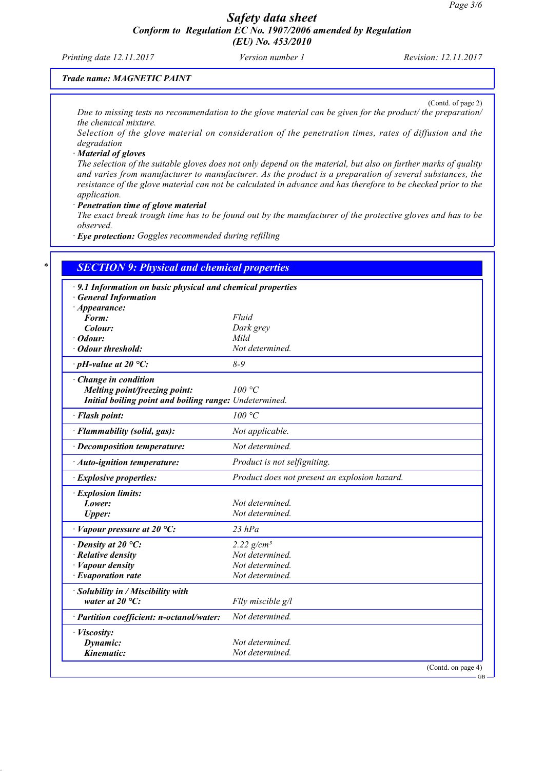(Contd. of page 2)

Due to missing tests no recommendation to the glove material can be given for the product/ the preparation/ the chemical mixture.

Selection of the glove material on consideration of the penetration times, rates of diffusion and the degradation

· **Material of gloves**

The selection of the suitable gloves does not only depend on the material, but also on further marks of quality and varies from manufacturer to manufacturer. As the product is a preparation of several substances, the resistance of the glove material can not be calculated in advance and has therefore to be checked prior to the application.

· **Penetration time of glove material**

The exact break trough time has to be found out by the manufacturer of the protective gloves and has to be observed.

· **Eye protection:** Goggles recommended during refilling

## SECTION 9: Physical and chemical properties

· **9.1 Information on basic physical and chemical properties**

· **General Information**

· **Appearance:**

| | |
|---|---|
| **Form:** | Fluid |
| **Colour:** | Dark grey |
| · **Odour:** | Mild |
| · **Odour threshold:** | Not determined. |
| · **pH-value at 20 °C:** | 8-9 |
| · **Change in condition** | |
| **Melting point/freezing point:** | 100 °C |
| **Initial boiling point and boiling range:** | Undetermined. |
| · **Flash point:** | 100 °C |
| · **Flammability (solid, gas):** | Not applicable. |
| · **Decomposition temperature:** | Not determined. |
| · **Auto-ignition temperature:** | Product is not selfigniting. |
| · **Explosive properties:** | Product does not present an explosion hazard. |
| · **Explosion limits:** | |
| **Lower:** | Not determined. |
| **Upper:** | Not determined. |
| · **Vapour pressure at 20 °C:** | 23 hPa |
| · **Density at 20 °C:** | 2.22 g/cm³ |
| · **Relative density** | Not determined. |
| · **Vapour density** | Not determined. |
| · **Evaporation rate** | Not determined. |
| · **Solubility in / Miscibility with water at 20 °C:** | Flly miscible g/l |
| · **Partition coefficient: n-octanol/water:** | Not determined. |
| · **Viscosity:** | |
| **Dynamic:** | Not determined. |
| **Kinematic:** | Not determined. |

(Contd. on page 4)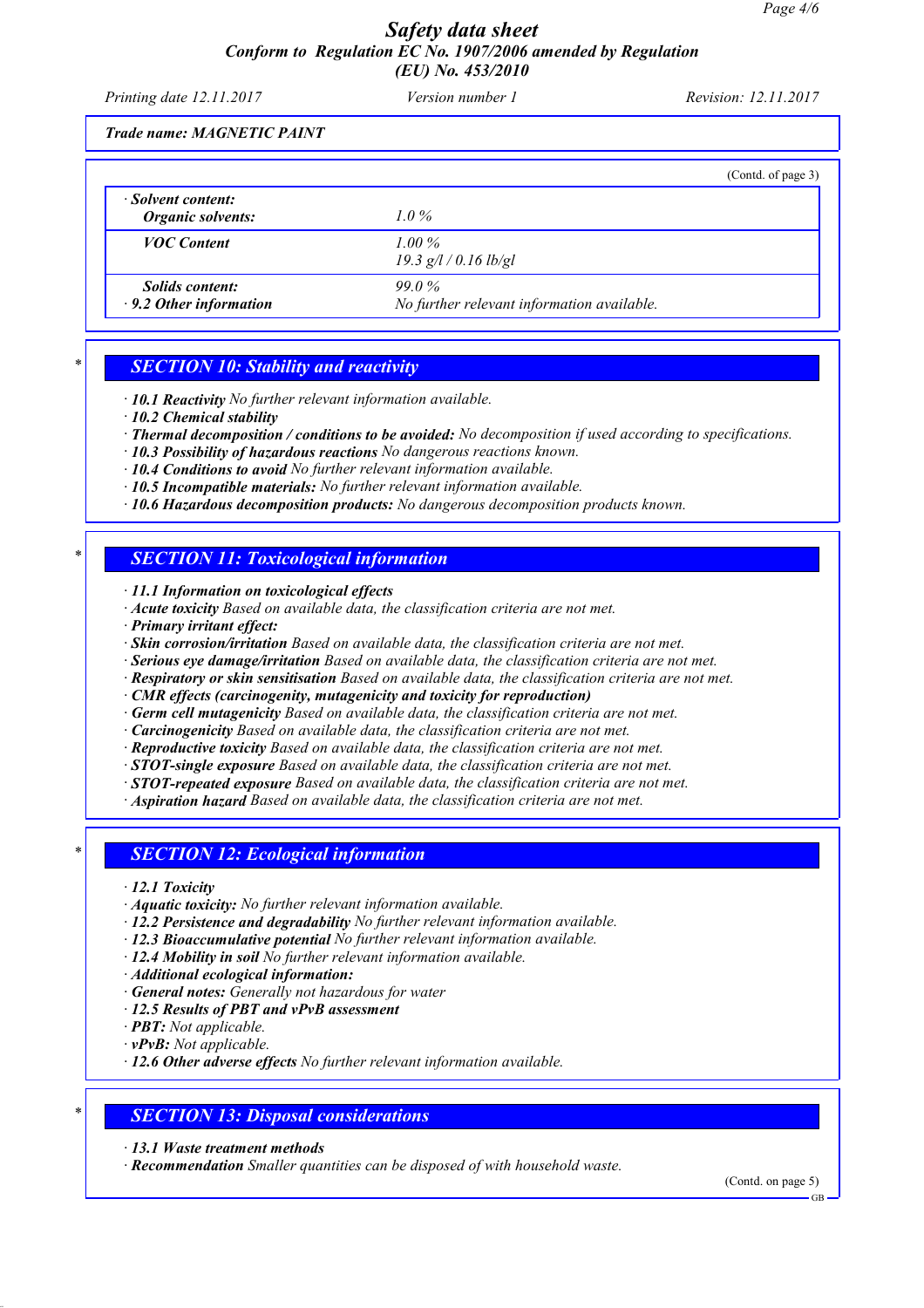Trade name: MAGNETIC PAINT

(Contd. of page 3)

| · Solvent content: | |
|---|---|
| Organic solvents: | 1.0 % |
| VOC Content | 1.00 %<br>19.3 g/l / 0.16 lb/gl |
| Solids content: | 99.0 % |
| · 9.2 Other information | No further relevant information available. |

## SECTION 10: Stability and reactivity

- · **10.1 Reactivity** No further relevant information available.
- · **10.2 Chemical stability**
- · **Thermal decomposition / conditions to be avoided:** No decomposition if used according to specifications.
- · **10.3 Possibility of hazardous reactions** No dangerous reactions known.
- · **10.4 Conditions to avoid** No further relevant information available.
- · **10.5 Incompatible materials:** No further relevant information available.
- · **10.6 Hazardous decomposition products:** No dangerous decomposition products known.

## SECTION 11: Toxicological information

- · **11.1 Information on toxicological effects**
- · **Acute toxicity** Based on available data, the classification criteria are not met.
- · **Primary irritant effect:**
- · **Skin corrosion/irritation** Based on available data, the classification criteria are not met.
- · **Serious eye damage/irritation** Based on available data, the classification criteria are not met.
- · **Respiratory or skin sensitisation** Based on available data, the classification criteria are not met.
- · **CMR effects (carcinogenity, mutagenicity and toxicity for reproduction)**
- · **Germ cell mutagenicity** Based on available data, the classification criteria are not met.
- · **Carcinogenicity** Based on available data, the classification criteria are not met.
- · **Reproductive toxicity** Based on available data, the classification criteria are not met.
- · **STOT-single exposure** Based on available data, the classification criteria are not met.
- · **STOT-repeated exposure** Based on available data, the classification criteria are not met.
- · **Aspiration hazard** Based on available data, the classification criteria are not met.

## SECTION 12: Ecological information

- · **12.1 Toxicity**
- · **Aquatic toxicity:** No further relevant information available.
- · **12.2 Persistence and degradability** No further relevant information available.
- · **12.3 Bioaccumulative potential** No further relevant information available.
- · **12.4 Mobility in soil** No further relevant information available.
- · **Additional ecological information:**
- · **General notes:** Generally not hazardous for water
- · **12.5 Results of PBT and vPvB assessment**
- · **PBT:** Not applicable.
- · **vPvB:** Not applicable.
- · **12.6 Other adverse effects** No further relevant information available.

## SECTION 13: Disposal considerations

- · **13.1 Waste treatment methods**
- · **Recommendation** Smaller quantities can be disposed of with household waste.

(Contd. on page 5)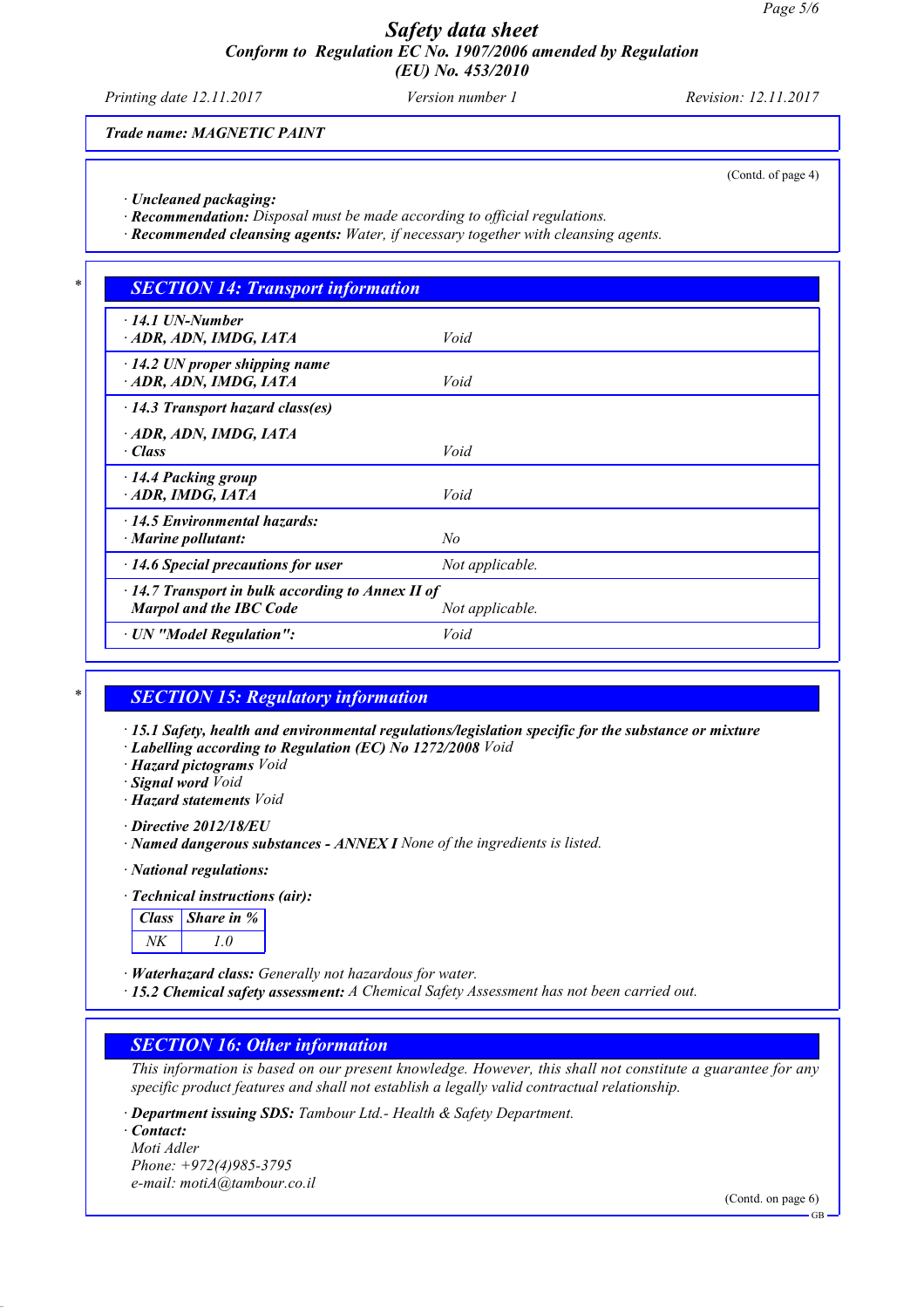Trade name: MAGNETIC PAINT

(Contd. of page 4)

· **Uncleaned packaging:**
· **Recommendation:** *Disposal must be made according to official regulations.*
· **Recommended cleansing agents:** *Water, if necessary together with cleansing agents.*

\* 

## SECTION 14: Transport information

| | |
|---|---|
| · **14.1 UN-Number** · **ADR, ADN, IMDG, IATA** | *Void* |
| · **14.2 UN proper shipping name** · **ADR, ADN, IMDG, IATA** | *Void* |
| · **14.3 Transport hazard class(es)** · **ADR, ADN, IMDG, IATA** · **Class** | *Void* |
| · **14.4 Packing group** · **ADR, IMDG, IATA** | *Void* |
| · **14.5 Environmental hazards:** · **Marine pollutant:** | *No* |
| · **14.6 Special precautions for user** | *Not applicable.* |
| · **14.7 Transport in bulk according to Annex II of Marpol and the IBC Code** | *Not applicable.* |
| · **UN "Model Regulation":** | *Void* |

\* 

## SECTION 15: Regulatory information

· **15.1 Safety, health and environmental regulations/legislation specific for the substance or mixture**
· **Labelling according to Regulation (EC) No 1272/2008** *Void*
· **Hazard pictograms** *Void*
· **Signal word** *Void*
· **Hazard statements** *Void*

· **Directive 2012/18/EU**
· **Named dangerous substances - ANNEX I** *None of the ingredients is listed.*

· **National regulations:**

· **Technical instructions (air):**

| Class | Share in % |
|---|---|
| NK | 1.0 |

· **Waterhazard class:** *Generally not hazardous for water.*
· **15.2 Chemical safety assessment:** *A Chemical Safety Assessment has not been carried out.*

## SECTION 16: Other information

*This information is based on our present knowledge. However, this shall not constitute a guarantee for any specific product features and shall not establish a legally valid contractual relationship.*

· **Department issuing SDS:** *Tambour Ltd.- Health & Safety Department.*
· **Contact:**
*Moti Adler*
*Phone: +972(4)985-3795*
*e-mail: motiA@tambour.co.il*

(Contd. on page 6)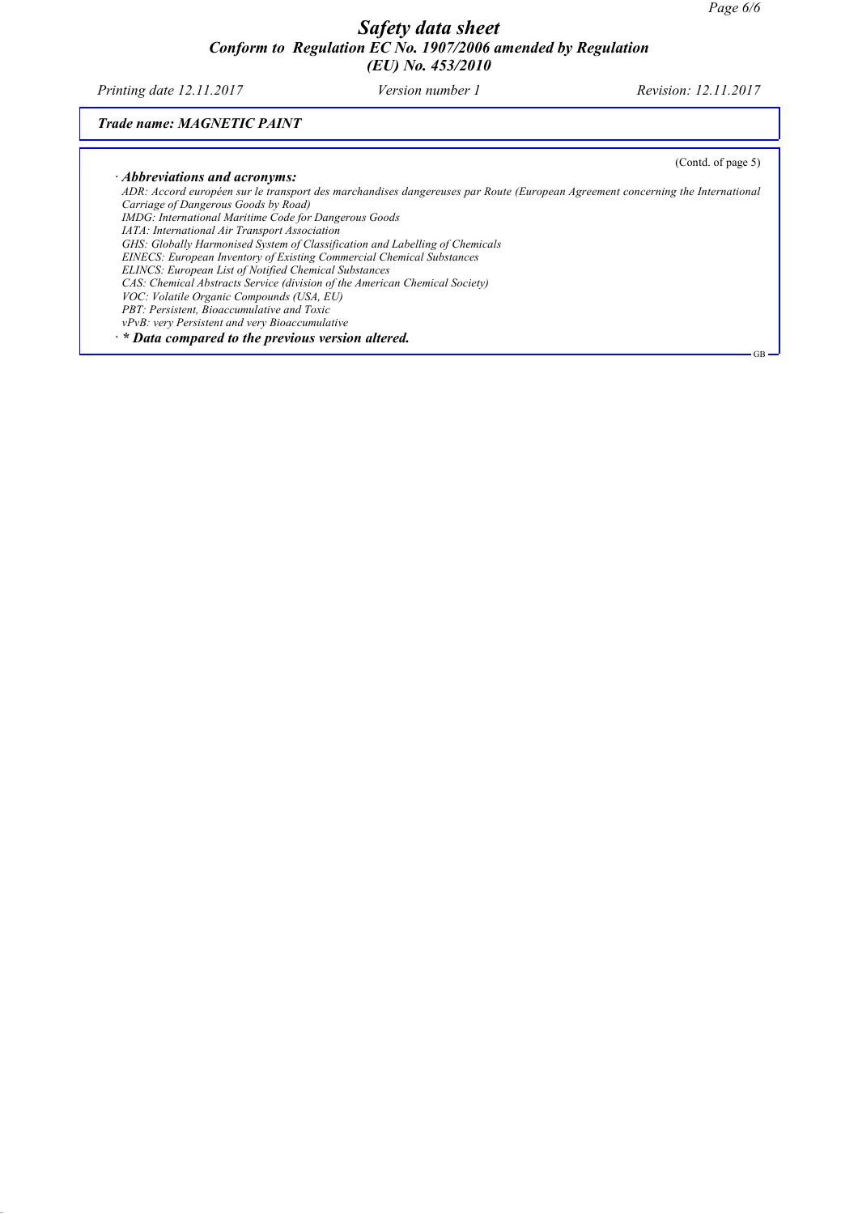(Contd. of page 5)

· ***Abbreviations and acronyms:***

*ADR: Accord européen sur le transport des marchandises dangereuses par Route (European Agreement concerning the International Carriage of Dangerous Goods by Road)*
*IMDG: International Maritime Code for Dangerous Goods*
*IATA: International Air Transport Association*
*GHS: Globally Harmonised System of Classification and Labelling of Chemicals*
*EINECS: European Inventory of Existing Commercial Chemical Substances*
*ELINCS: European List of Notified Chemical Substances*
*CAS: Chemical Abstracts Service (division of the American Chemical Society)*
*VOC: Volatile Organic Compounds (USA, EU)*
*PBT: Persistent, Bioaccumulative and Toxic*
*vPvB: very Persistent and very Bioaccumulative*

· ***\* Data compared to the previous version altered.***